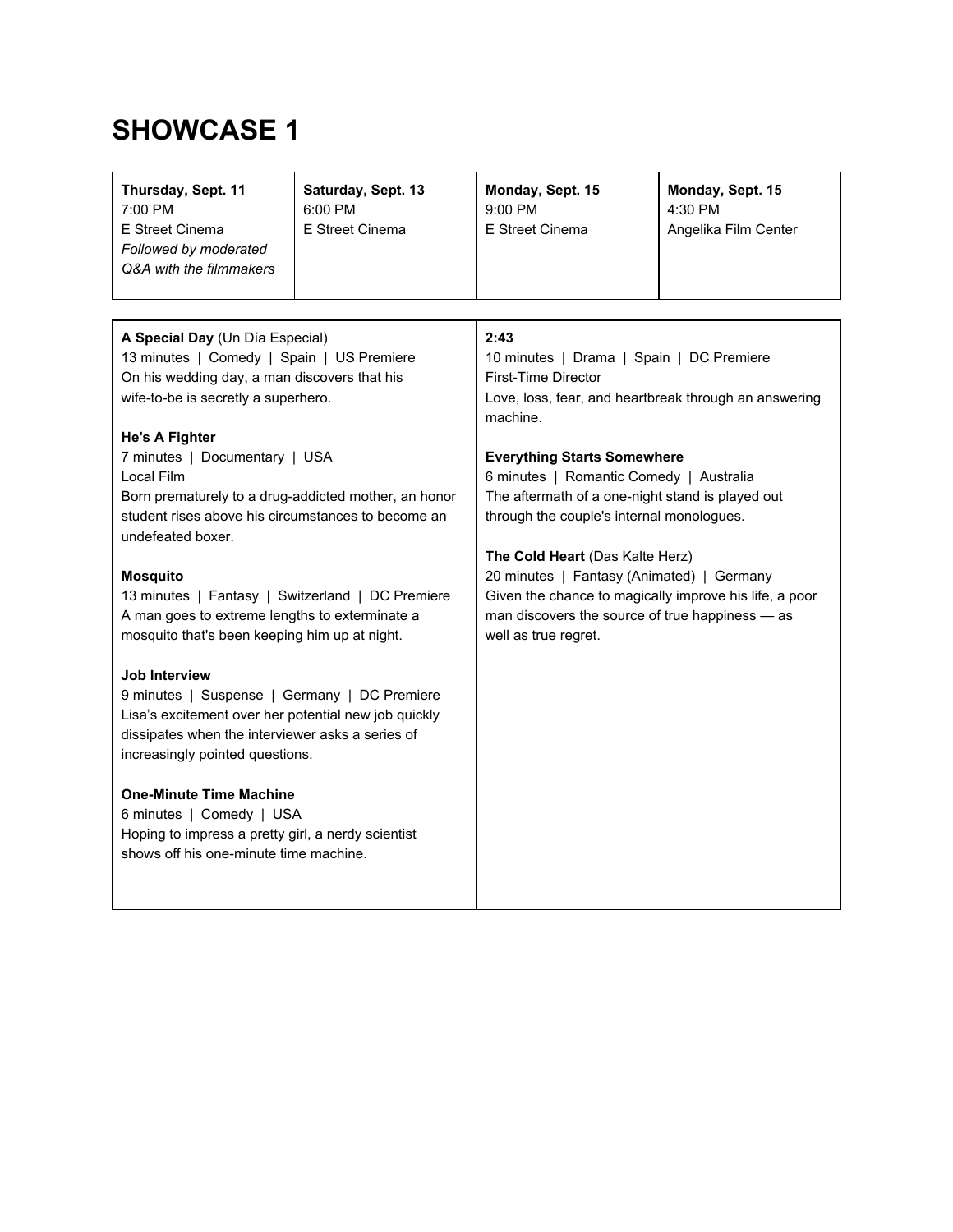# SHOWCASE 1

| **Thursday, Sept. 11** 7:00 PM E Street Cinema *Followed by moderated Q&A with the filmmakers* | **Saturday, Sept. 13** 6:00 PM E Street Cinema | **Monday, Sept. 15** 9:00 PM E Street Cinema | **Monday, Sept. 15** 4:30 PM Angelika Film Center |
| --- | --- | --- | --- |

**A Special Day** (Un Día Especial)
13 minutes | Comedy | Spain | US Premiere
On his wedding day, a man discovers that his wife-to-be is secretly a superhero.

**He's A Fighter**
7 minutes | Documentary | USA
Local Film
Born prematurely to a drug-addicted mother, an honor student rises above his circumstances to become an undefeated boxer.

**Mosquito**
13 minutes | Fantasy | Switzerland | DC Premiere
A man goes to extreme lengths to exterminate a mosquito that's been keeping him up at night.

**Job Interview**
9 minutes | Suspense | Germany | DC Premiere
Lisa's excitement over her potential new job quickly dissipates when the interviewer asks a series of increasingly pointed questions.

**One-Minute Time Machine**
6 minutes | Comedy | USA
Hoping to impress a pretty girl, a nerdy scientist shows off his one-minute time machine.

**2:43**
10 minutes | Drama | Spain | DC Premiere
First-Time Director
Love, loss, fear, and heartbreak through an answering machine.

**Everything Starts Somewhere**
6 minutes | Romantic Comedy | Australia
The aftermath of a one-night stand is played out through the couple's internal monologues.

**The Cold Heart** (Das Kalte Herz)
20 minutes | Fantasy (Animated) | Germany
Given the chance to magically improve his life, a poor man discovers the source of true happiness — as well as true regret.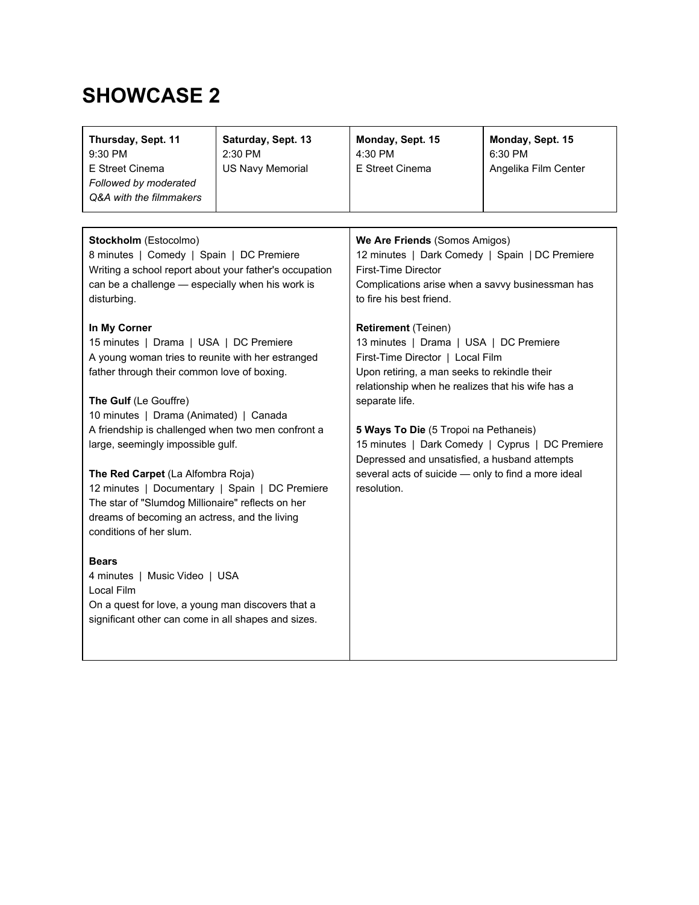# SHOWCASE 2

| **Thursday, Sept. 11** | **Saturday, Sept. 13** | **Monday, Sept. 15** | **Monday, Sept. 15** |
|---|---|---|---|
| 9:30 PM<br>E Street Cinema<br>*Followed by moderated Q&A with the filmmakers* | 2:30 PM<br>US Navy Memorial | 4:30 PM<br>E Street Cinema | 6:30 PM<br>Angelika Film Center |

**Stockholm** (Estocolmo)
8 minutes | Comedy | Spain | DC Premiere
Writing a school report about your father's occupation can be a challenge — especially when his work is disturbing.

**In My Corner**
15 minutes | Drama | USA | DC Premiere
A young woman tries to reunite with her estranged father through their common love of boxing.

**The Gulf** (Le Gouffre)
10 minutes | Drama (Animated) | Canada
A friendship is challenged when two men confront a large, seemingly impossible gulf.

**The Red Carpet** (La Alfombra Roja)
12 minutes | Documentary | Spain | DC Premiere
The star of "Slumdog Millionaire" reflects on her dreams of becoming an actress, and the living conditions of her slum.

**Bears**
4 minutes | Music Video | USA
Local Film
On a quest for love, a young man discovers that a significant other can come in all shapes and sizes.

**We Are Friends** (Somos Amigos)
12 minutes | Dark Comedy | Spain | DC Premiere
First-Time Director
Complications arise when a savvy businessman has to fire his best friend.

**Retirement** (Teinen)
13 minutes | Drama | USA | DC Premiere
First-Time Director | Local Film
Upon retiring, a man seeks to rekindle their relationship when he realizes that his wife has a separate life.

**5 Ways To Die** (5 Tropoi na Pethaneis)
15 minutes | Dark Comedy | Cyprus | DC Premiere
Depressed and unsatisfied, a husband attempts several acts of suicide — only to find a more ideal resolution.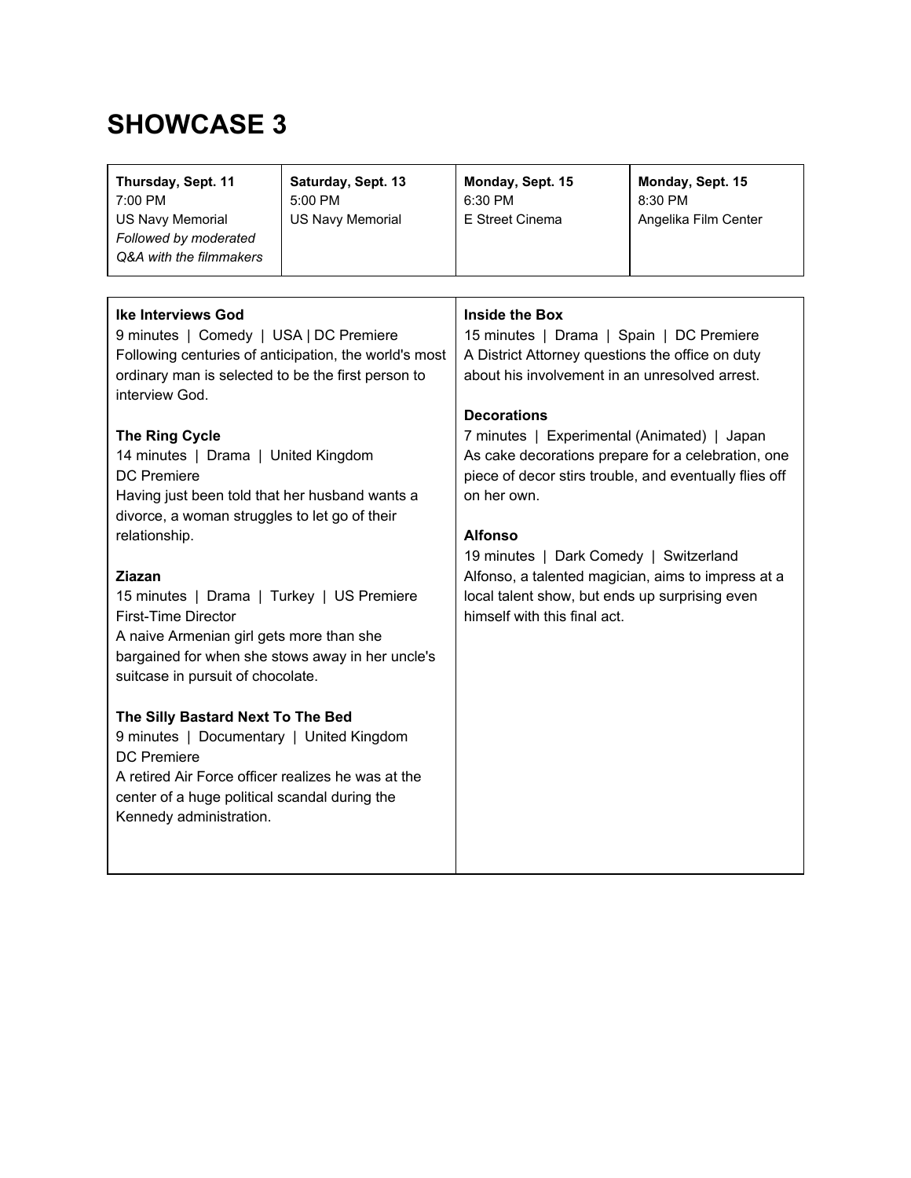# SHOWCASE 3

| **Thursday, Sept. 11** 7:00 PM US Navy Memorial *Followed by moderated Q&A with the filmmakers* | **Saturday, Sept. 13** 5:00 PM US Navy Memorial | **Monday, Sept. 15** 6:30 PM E Street Cinema | **Monday, Sept. 15** 8:30 PM Angelika Film Center |
|---|---|---|---|

**Ike Interviews God**
9 minutes | Comedy | USA | DC Premiere
Following centuries of anticipation, the world's most ordinary man is selected to be the first person to interview God.

**The Ring Cycle**
14 minutes | Drama | United Kingdom
DC Premiere
Having just been told that her husband wants a divorce, a woman struggles to let go of their relationship.

**Ziazan**
15 minutes | Drama | Turkey | US Premiere
First-Time Director
A naive Armenian girl gets more than she bargained for when she stows away in her uncle's suitcase in pursuit of chocolate.

**The Silly Bastard Next To The Bed**
9 minutes | Documentary | United Kingdom
DC Premiere
A retired Air Force officer realizes he was at the center of a huge political scandal during the Kennedy administration.

**Inside the Box**
15 minutes | Drama | Spain | DC Premiere
A District Attorney questions the office on duty about his involvement in an unresolved arrest.

**Decorations**
7 minutes | Experimental (Animated) | Japan
As cake decorations prepare for a celebration, one piece of decor stirs trouble, and eventually flies off on her own.

**Alfonso**
19 minutes | Dark Comedy | Switzerland
Alfonso, a talented magician, aims to impress at a local talent show, but ends up surprising even himself with this final act.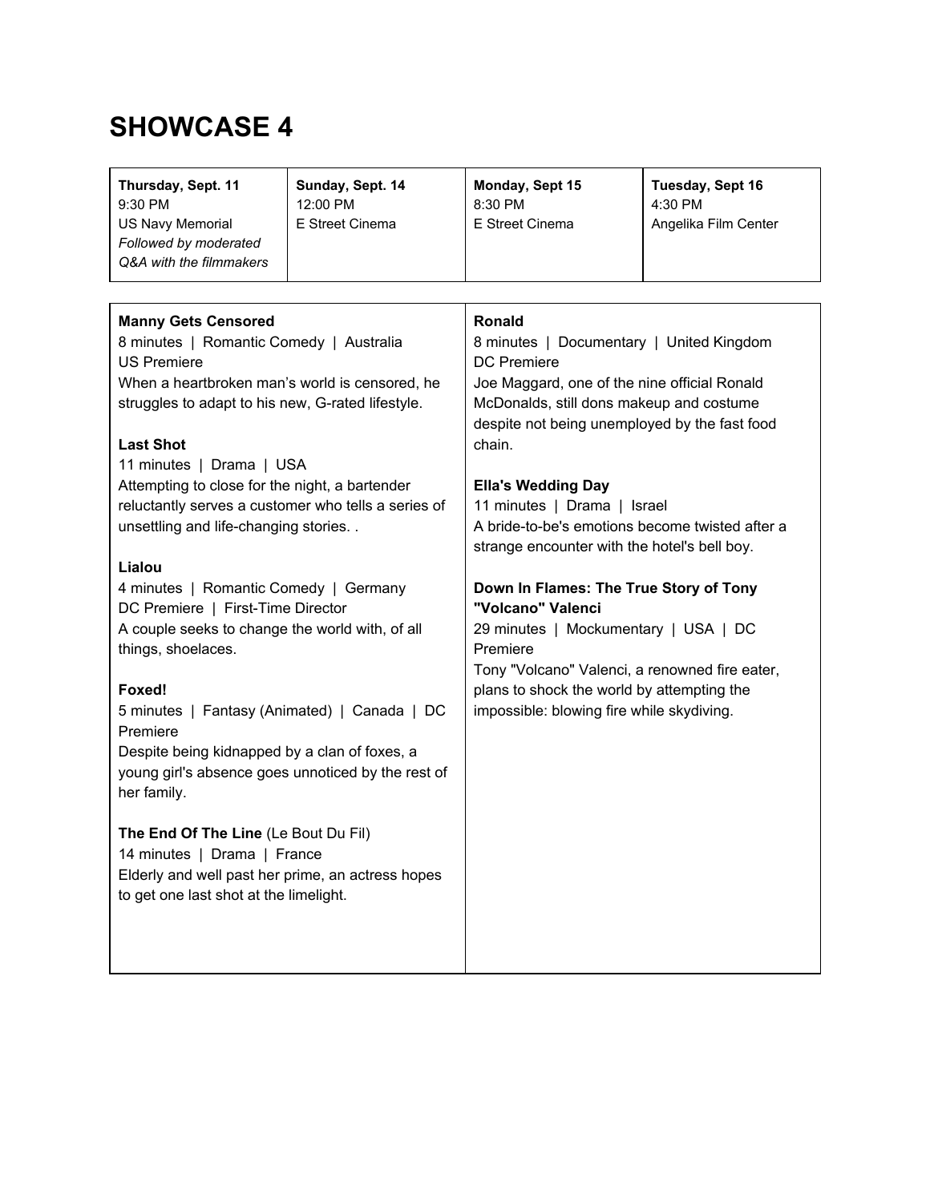# SHOWCASE 4

| **Thursday, Sept. 11** | **Sunday, Sept. 14** | **Monday, Sept 15** | **Tuesday, Sept 16** |
|---|---|---|---|
| 9:30 PM<br>US Navy Memorial<br>*Followed by moderated Q&A with the filmmakers* | 12:00 PM<br>E Street Cinema | 8:30 PM<br>E Street Cinema | 4:30 PM<br>Angelika Film Center |

**Manny Gets Censored**
8 minutes | Romantic Comedy | Australia
US Premiere
When a heartbroken man's world is censored, he struggles to adapt to his new, G-rated lifestyle.

**Last Shot**
11 minutes | Drama | USA
Attempting to close for the night, a bartender reluctantly serves a customer who tells a series of unsettling and life-changing stories. .

**Lialou**
4 minutes | Romantic Comedy | Germany
DC Premiere | First-Time Director
A couple seeks to change the world with, of all things, shoelaces.

**Foxed!**
5 minutes | Fantasy (Animated) | Canada | DC Premiere
Despite being kidnapped by a clan of foxes, a young girl's absence goes unnoticed by the rest of her family.

**The End Of The Line** (Le Bout Du Fil)
14 minutes | Drama | France
Elderly and well past her prime, an actress hopes to get one last shot at the limelight.

**Ronald**
8 minutes | Documentary | United Kingdom
DC Premiere
Joe Maggard, one of the nine official Ronald McDonalds, still dons makeup and costume despite not being unemployed by the fast food chain.

**Ella's Wedding Day**
11 minutes | Drama | Israel
A bride-to-be's emotions become twisted after a strange encounter with the hotel's bell boy.

**Down In Flames: The True Story of Tony "Volcano" Valenci**
29 minutes | Mockumentary | USA | DC Premiere
Tony "Volcano" Valenci, a renowned fire eater, plans to shock the world by attempting the impossible: blowing fire while skydiving.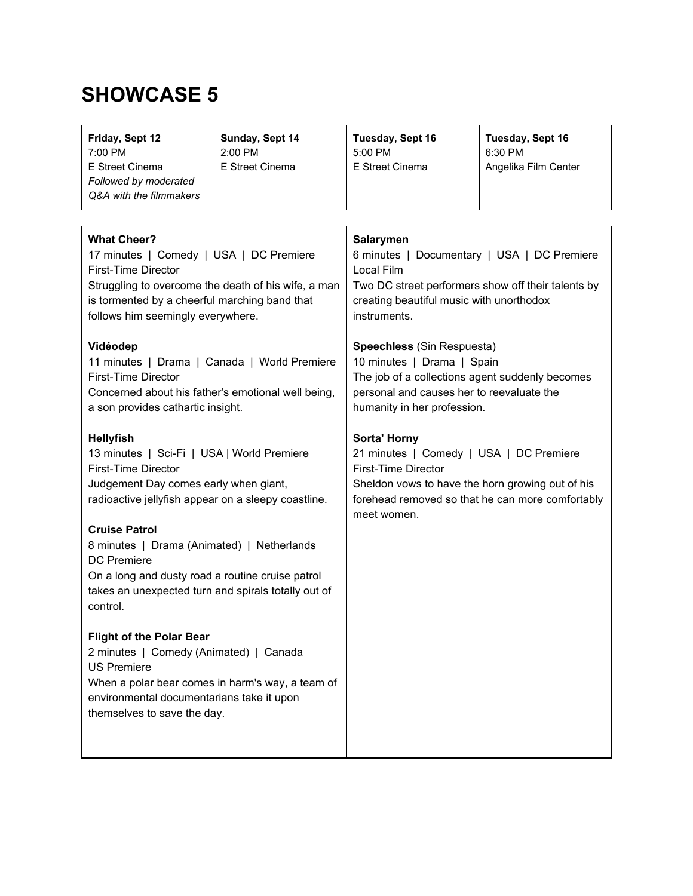# SHOWCASE 5

| Friday, Sept 12 | Sunday, Sept 14 | Tuesday, Sept 16 | Tuesday, Sept 16 |
|---|---|---|---|
| 7:00 PM<br>E Street Cinema<br>*Followed by moderated Q&A with the filmmakers* | 2:00 PM<br>E Street Cinema | 5:00 PM<br>E Street Cinema | 6:30 PM<br>Angelika Film Center |

**What Cheer?**
17 minutes | Comedy | USA | DC Premiere
First-Time Director
Struggling to overcome the death of his wife, a man is tormented by a cheerful marching band that follows him seemingly everywhere.

**Vidéodep**
11 minutes | Drama | Canada | World Premiere
First-Time Director
Concerned about his father's emotional well being, a son provides cathartic insight.

**Hellyfish**
13 minutes | Sci-Fi | USA | World Premiere
First-Time Director
Judgement Day comes early when giant, radioactive jellyfish appear on a sleepy coastline.

**Cruise Patrol**
8 minutes | Drama (Animated) | Netherlands
DC Premiere
On a long and dusty road a routine cruise patrol takes an unexpected turn and spirals totally out of control.

**Flight of the Polar Bear**
2 minutes | Comedy (Animated) | Canada
US Premiere
When a polar bear comes in harm's way, a team of environmental documentarians take it upon themselves to save the day.

**Salarymen**
6 minutes | Documentary | USA | DC Premiere
Local Film
Two DC street performers show off their talents by creating beautiful music with unorthodox instruments.

**Speechless** (Sin Respuesta)
10 minutes | Drama | Spain
The job of a collections agent suddenly becomes personal and causes her to reevaluate the humanity in her profession.

**Sorta' Horny**
21 minutes | Comedy | USA | DC Premiere
First-Time Director
Sheldon vows to have the horn growing out of his forehead removed so that he can more comfortably meet women.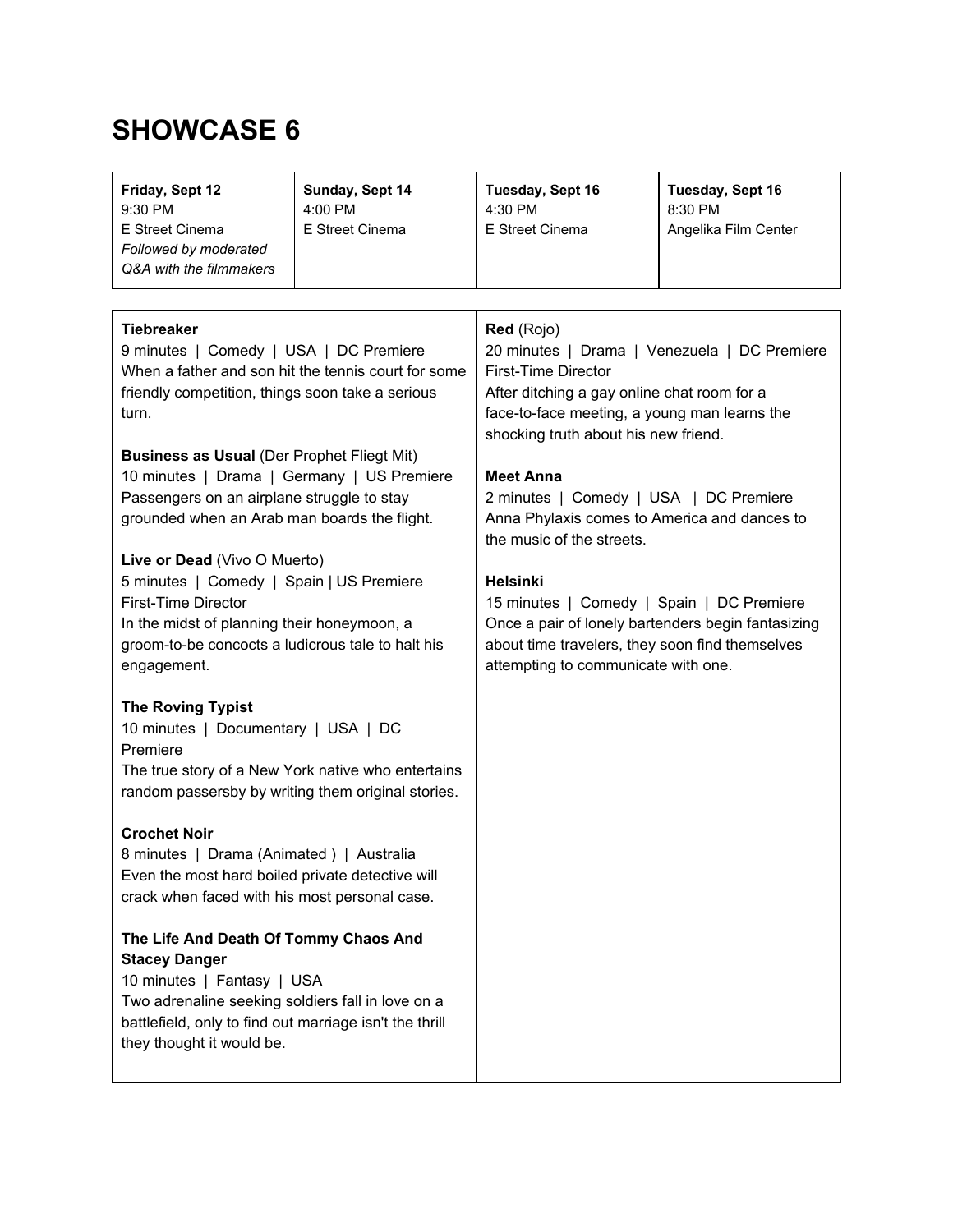# SHOWCASE 6

| Friday, Sept 12 | Sunday, Sept 14 | Tuesday, Sept 16 | Tuesday, Sept 16 |
|---|---|---|---|
| 9:30 PM<br>E Street Cinema<br>*Followed by moderated Q&A with the filmmakers* | 4:00 PM<br>E Street Cinema | 4:30 PM<br>E Street Cinema | 8:30 PM<br>Angelika Film Center |

**Tiebreaker**
9 minutes | Comedy | USA | DC Premiere
When a father and son hit the tennis court for some friendly competition, things soon take a serious turn.

**Business as Usual** (Der Prophet Fliegt Mit)
10 minutes | Drama | Germany | US Premiere
Passengers on an airplane struggle to stay grounded when an Arab man boards the flight.

**Live or Dead** (Vivo O Muerto)
5 minutes | Comedy | Spain | US Premiere
First-Time Director
In the midst of planning their honeymoon, a groom-to-be concocts a ludicrous tale to halt his engagement.

**The Roving Typist**
10 minutes | Documentary | USA | DC Premiere
The true story of a New York native who entertains random passersby by writing them original stories.

**Crochet Noir**
8 minutes | Drama (Animated ) | Australia
Even the most hard boiled private detective will crack when faced with his most personal case.

**The Life And Death Of Tommy Chaos And Stacey Danger**
10 minutes | Fantasy | USA
Two adrenaline seeking soldiers fall in love on a battlefield, only to find out marriage isn't the thrill they thought it would be.

**Red** (Rojo)
20 minutes | Drama | Venezuela | DC Premiere
First-Time Director
After ditching a gay online chat room for a face-to-face meeting, a young man learns the shocking truth about his new friend.

**Meet Anna**
2 minutes | Comedy | USA | DC Premiere
Anna Phylaxis comes to America and dances to the music of the streets.

**Helsinki**
15 minutes | Comedy | Spain | DC Premiere
Once a pair of lonely bartenders begin fantasizing about time travelers, they soon find themselves attempting to communicate with one.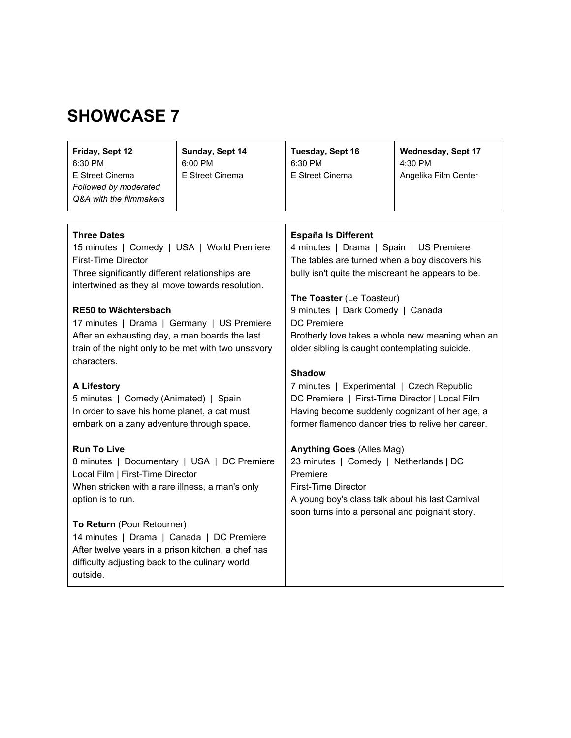# SHOWCASE 7

| Friday, Sept 12 | Sunday, Sept 14 | Tuesday, Sept 16 | Wednesday, Sept 17 |
|---|---|---|---|
| 6:30 PM<br>E Street Cinema<br>*Followed by moderated Q&A with the filmmakers* | 6:00 PM<br>E Street Cinema | 6:30 PM<br>E Street Cinema | 4:30 PM<br>Angelika Film Center |

**Three Dates**
15 minutes | Comedy | USA | World Premiere
First-Time Director
Three significantly different relationships are intertwined as they all move towards resolution.

**RE50 to Wächtersbach**
17 minutes | Drama | Germany | US Premiere
After an exhausting day, a man boards the last train of the night only to be met with two unsavory characters.

**A Lifestory**
5 minutes | Comedy (Animated) | Spain
In order to save his home planet, a cat must embark on a zany adventure through space.

**Run To Live**
8 minutes | Documentary | USA | DC Premiere
Local Film | First-Time Director
When stricken with a rare illness, a man's only option is to run.

**To Return** (Pour Retourner)
14 minutes | Drama | Canada | DC Premiere
After twelve years in a prison kitchen, a chef has difficulty adjusting back to the culinary world outside.

**España Is Different**
4 minutes | Drama | Spain | US Premiere
The tables are turned when a boy discovers his bully isn't quite the miscreant he appears to be.

**The Toaster** (Le Toasteur)
9 minutes | Dark Comedy | Canada
DC Premiere
Brotherly love takes a whole new meaning when an older sibling is caught contemplating suicide.

**Shadow**
7 minutes | Experimental | Czech Republic
DC Premiere | First-Time Director | Local Film
Having become suddenly cognizant of her age, a former flamenco dancer tries to relive her career.

**Anything Goes** (Alles Mag)
23 minutes | Comedy | Netherlands | DC Premiere
First-Time Director
A young boy's class talk about his last Carnival soon turns into a personal and poignant story.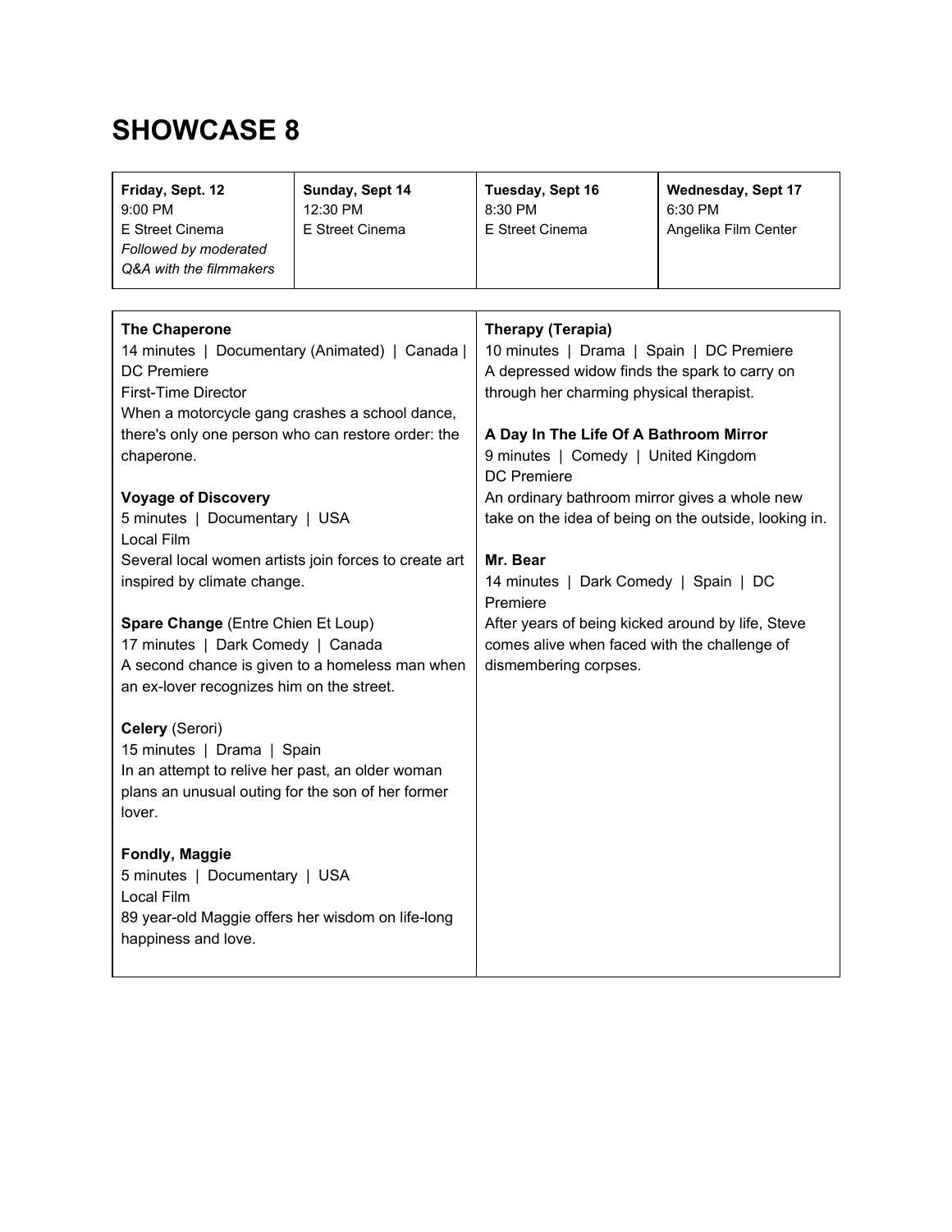# SHOWCASE 8

| **Friday, Sept. 12**<br>9:00 PM<br>E Street Cinema<br>*Followed by moderated Q&A with the filmmakers* | **Sunday, Sept 14**<br>12:30 PM<br>E Street Cinema | **Tuesday, Sept 16**<br>8:30 PM<br>E Street Cinema | **Wednesday, Sept 17**<br>6:30 PM<br>Angelika Film Center |
|---|---|---|---|

**The Chaperone**
14 minutes | Documentary (Animated) | Canada | DC Premiere
First-Time Director
When a motorcycle gang crashes a school dance, there's only one person who can restore order: the chaperone.

**Voyage of Discovery**
5 minutes | Documentary | USA
Local Film
Several local women artists join forces to create art inspired by climate change.

**Spare Change** (Entre Chien Et Loup)
17 minutes | Dark Comedy | Canada
A second chance is given to a homeless man when an ex-lover recognizes him on the street.

**Celery** (Serori)
15 minutes | Drama | Spain
In an attempt to relive her past, an older woman plans an unusual outing for the son of her former lover.

**Fondly, Maggie**
5 minutes | Documentary | USA
Local Film
89 year-old Maggie offers her wisdom on life-long happiness and love.

**Therapy (Terapia)**
10 minutes | Drama | Spain | DC Premiere
A depressed widow finds the spark to carry on through her charming physical therapist.

**A Day In The Life Of A Bathroom Mirror**
9 minutes | Comedy | United Kingdom
DC Premiere
An ordinary bathroom mirror gives a whole new take on the idea of being on the outside, looking in.

**Mr. Bear**
14 minutes | Dark Comedy | Spain | DC Premiere
After years of being kicked around by life, Steve comes alive when faced with the challenge of dismembering corpses.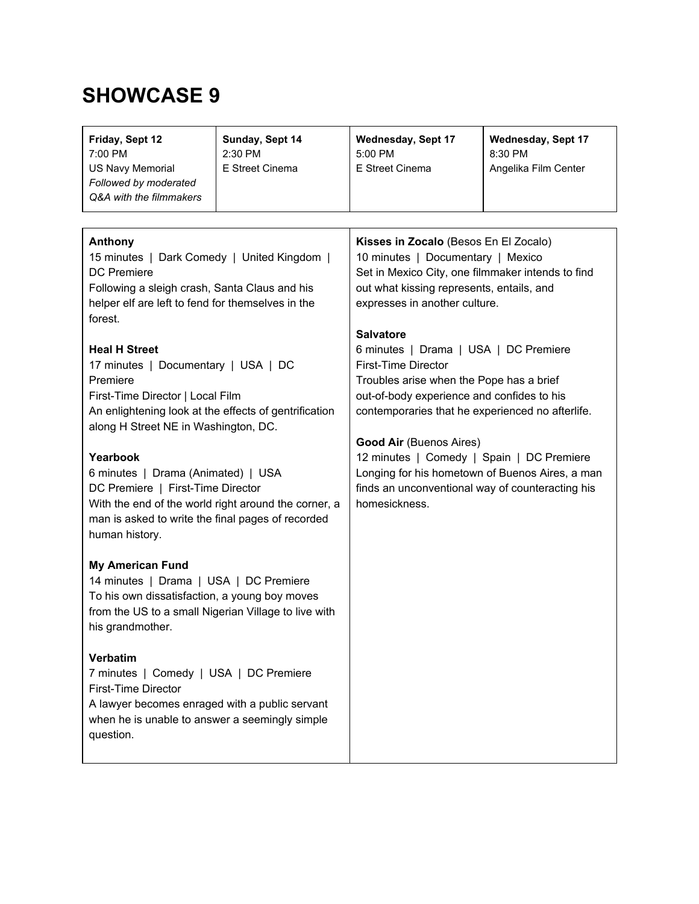# SHOWCASE 9

| **Friday, Sept 12** | **Sunday, Sept 14** | **Wednesday, Sept 17** | **Wednesday, Sept 17** |
|---|---|---|---|
| 7:00 PM<br>US Navy Memorial<br>*Followed by moderated Q&A with the filmmakers* | 2:30 PM<br>E Street Cinema | 5:00 PM<br>E Street Cinema | 8:30 PM<br>Angelika Film Center |

**Anthony**
15 minutes | Dark Comedy | United Kingdom | DC Premiere
Following a sleigh crash, Santa Claus and his helper elf are left to fend for themselves in the forest.

**Heal H Street**
17 minutes | Documentary | USA | DC Premiere
First-Time Director | Local Film
An enlightening look at the effects of gentrification along H Street NE in Washington, DC.

**Yearbook**
6 minutes | Drama (Animated) | USA
DC Premiere | First-Time Director
With the end of the world right around the corner, a man is asked to write the final pages of recorded human history.

**My American Fund**
14 minutes | Drama | USA | DC Premiere
To his own dissatisfaction, a young boy moves from the US to a small Nigerian Village to live with his grandmother.

**Verbatim**
7 minutes | Comedy | USA | DC Premiere
First-Time Director
A lawyer becomes enraged with a public servant when he is unable to answer a seemingly simple question.

**Kisses in Zocalo** (Besos En El Zocalo)
10 minutes | Documentary | Mexico
Set in Mexico City, one filmmaker intends to find out what kissing represents, entails, and expresses in another culture.

**Salvatore**
6 minutes | Drama | USA | DC Premiere
First-Time Director
Troubles arise when the Pope has a brief out-of-body experience and confides to his contemporaries that he experienced no afterlife.

**Good Air** (Buenos Aires)
12 minutes | Comedy | Spain | DC Premiere
Longing for his hometown of Buenos Aires, a man finds an unconventional way of counteracting his homesickness.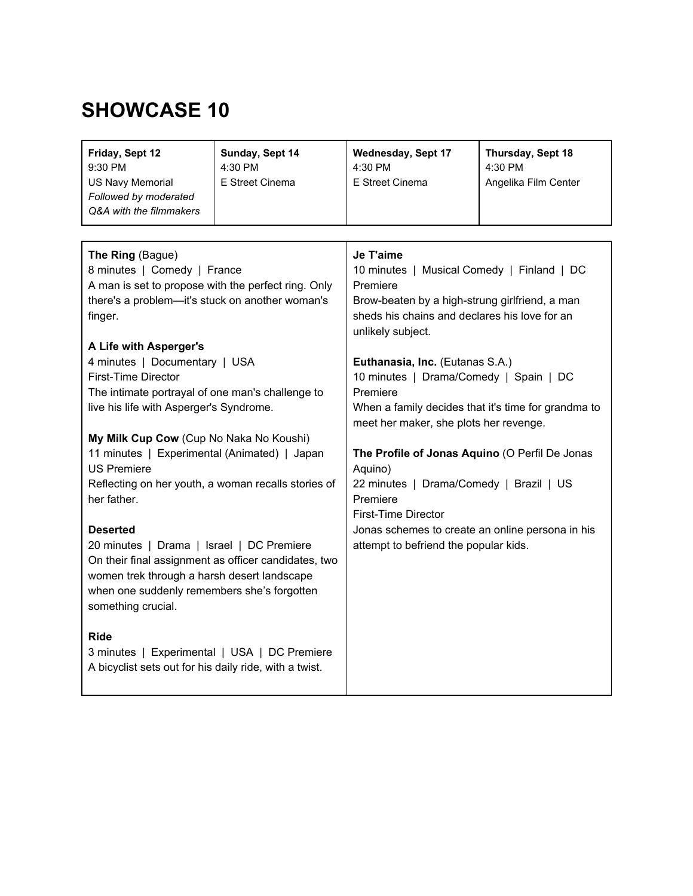# SHOWCASE 10

| Friday, Sept 12 | Sunday, Sept 14 | Wednesday, Sept 17 | Thursday, Sept 18 |
|---|---|---|---|
| 9:30 PM<br>US Navy Memorial<br>*Followed by moderated Q&A with the filmmakers* | 4:30 PM<br>E Street Cinema | 4:30 PM<br>E Street Cinema | 4:30 PM<br>Angelika Film Center |

**The Ring** (Bague)
8 minutes | Comedy | France
A man is set to propose with the perfect ring. Only there's a problem—it's stuck on another woman's finger.

**A Life with Asperger's**
4 minutes | Documentary | USA
First-Time Director
The intimate portrayal of one man's challenge to live his life with Asperger's Syndrome.

**My Milk Cup Cow** (Cup No Naka No Koushi)
11 minutes | Experimental (Animated) | Japan
US Premiere
Reflecting on her youth, a woman recalls stories of her father.

**Deserted**
20 minutes | Drama | Israel | DC Premiere
On their final assignment as officer candidates, two women trek through a harsh desert landscape when one suddenly remembers she's forgotten something crucial.

**Ride**
3 minutes | Experimental | USA | DC Premiere
A bicyclist sets out for his daily ride, with a twist.

**Je T'aime**
10 minutes | Musical Comedy | Finland | DC Premiere
Brow-beaten by a high-strung girlfriend, a man sheds his chains and declares his love for an unlikely subject.

**Euthanasia, Inc.** (Eutanas S.A.)
10 minutes | Drama/Comedy | Spain | DC Premiere
When a family decides that it's time for grandma to meet her maker, she plots her revenge.

**The Profile of Jonas Aquino** (O Perfil De Jonas Aquino)
22 minutes | Drama/Comedy | Brazil | US Premiere
First-Time Director
Jonas schemes to create an online persona in his attempt to befriend the popular kids.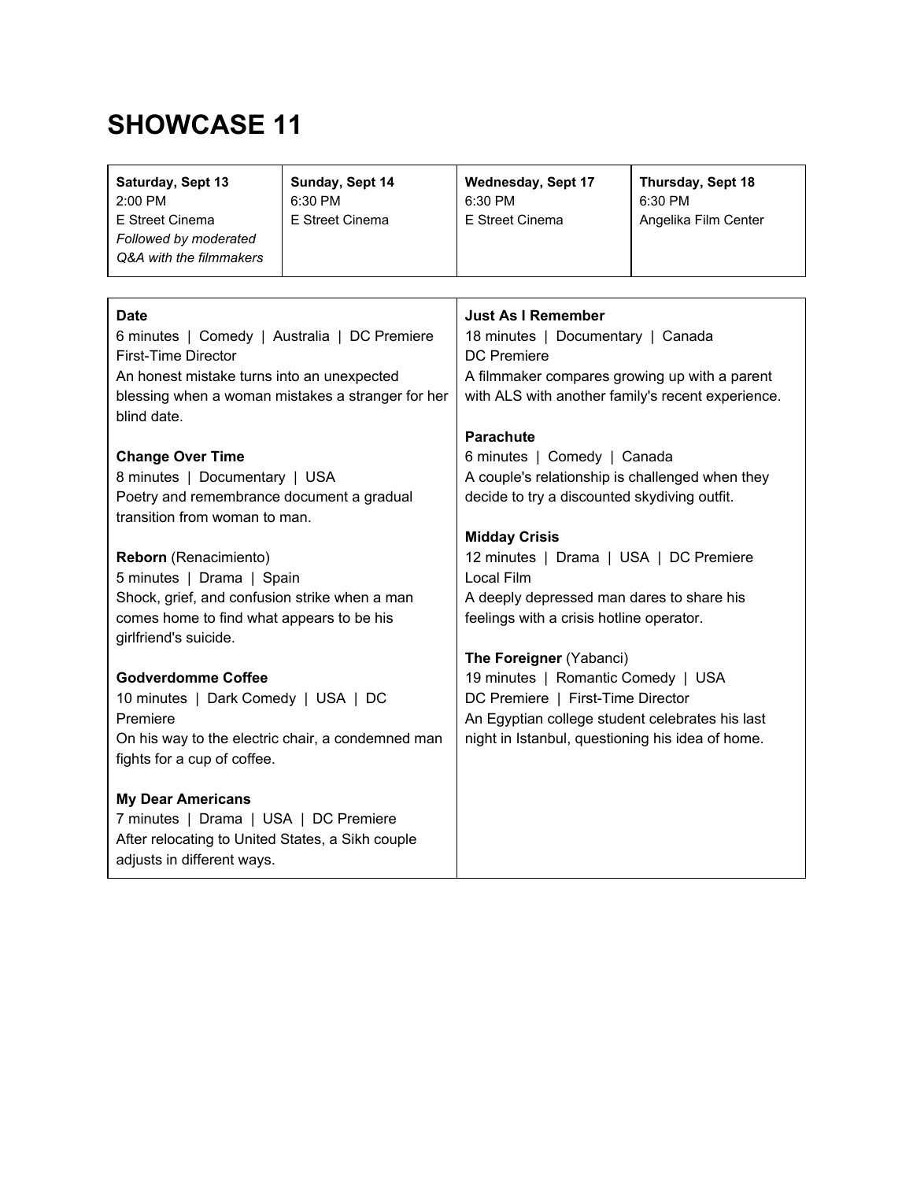# SHOWCASE 11

| Saturday, Sept 13 | Sunday, Sept 14 | Wednesday, Sept 17 | Thursday, Sept 18 |
|---|---|---|---|
| 2:00 PM<br>E Street Cinema<br>*Followed by moderated Q&A with the filmmakers* | 6:30 PM<br>E Street Cinema | 6:30 PM<br>E Street Cinema | 6:30 PM<br>Angelika Film Center |

**Date**
6 minutes | Comedy | Australia | DC Premiere
First-Time Director
An honest mistake turns into an unexpected blessing when a woman mistakes a stranger for her blind date.

**Change Over Time**
8 minutes | Documentary | USA
Poetry and remembrance document a gradual transition from woman to man.

**Reborn** (Renacimiento)
5 minutes | Drama | Spain
Shock, grief, and confusion strike when a man comes home to find what appears to be his girlfriend's suicide.

**Godverdomme Coffee**
10 minutes | Dark Comedy | USA | DC Premiere
On his way to the electric chair, a condemned man fights for a cup of coffee.

**My Dear Americans**
7 minutes | Drama | USA | DC Premiere
After relocating to United States, a Sikh couple adjusts in different ways.

**Just As I Remember**
18 minutes | Documentary | Canada
DC Premiere
A filmmaker compares growing up with a parent with ALS with another family's recent experience.

**Parachute**
6 minutes | Comedy | Canada
A couple's relationship is challenged when they decide to try a discounted skydiving outfit.

**Midday Crisis**
12 minutes | Drama | USA | DC Premiere
Local Film
A deeply depressed man dares to share his feelings with a crisis hotline operator.

**The Foreigner** (Yabanci)
19 minutes | Romantic Comedy | USA
DC Premiere | First-Time Director
An Egyptian college student celebrates his last night in Istanbul, questioning his idea of home.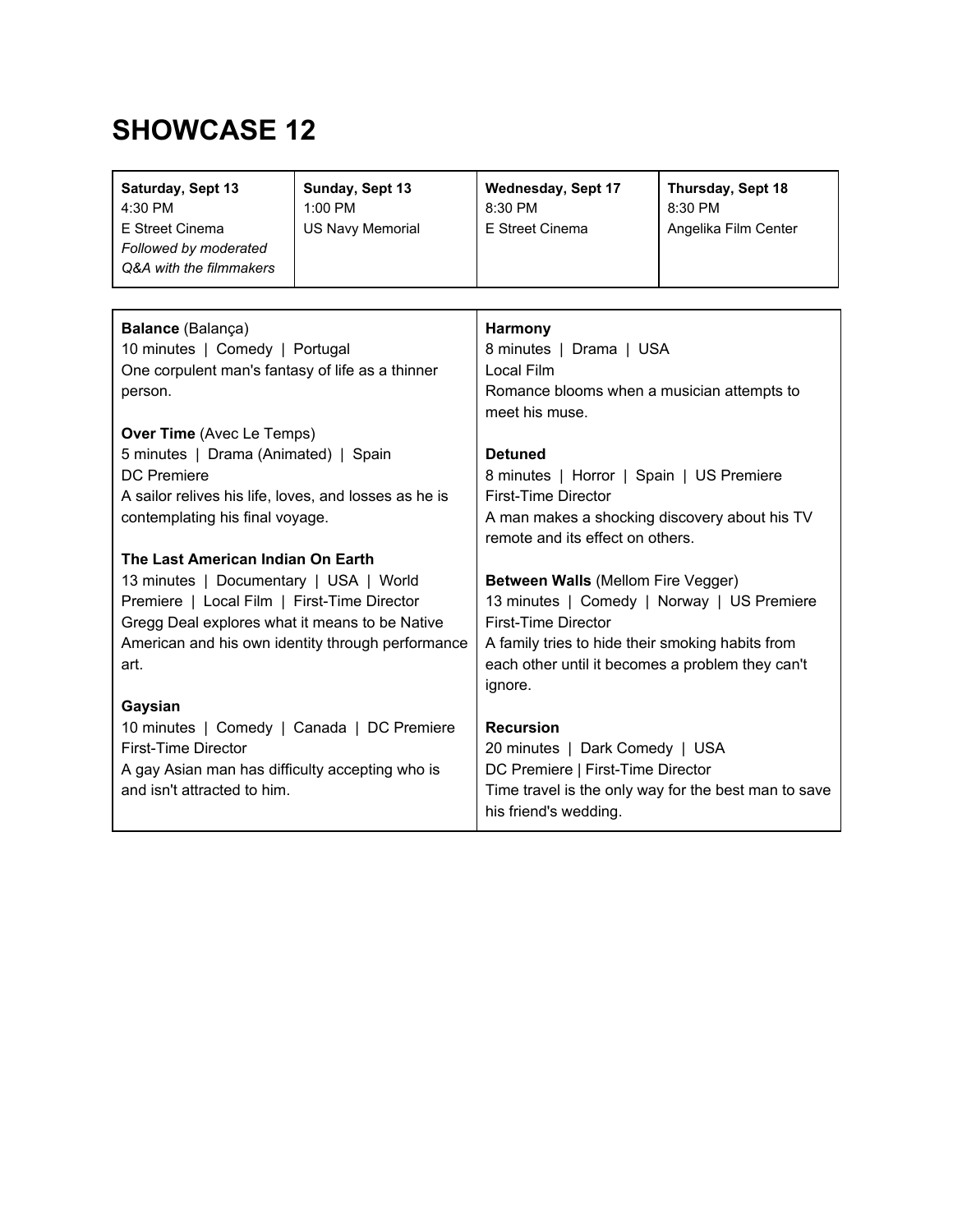# SHOWCASE 12

| Saturday, Sept 13 | Sunday, Sept 13 | Wednesday, Sept 17 | Thursday, Sept 18 |
|---|---|---|---|
| 4:30 PM<br>E Street Cinema<br>*Followed by moderated Q&A with the filmmakers* | 1:00 PM<br>US Navy Memorial | 8:30 PM<br>E Street Cinema | 8:30 PM<br>Angelika Film Center |

**Balance** (Balança)
10 minutes | Comedy | Portugal
One corpulent man's fantasy of life as a thinner person.

**Over Time** (Avec Le Temps)
5 minutes | Drama (Animated) | Spain
DC Premiere
A sailor relives his life, loves, and losses as he is contemplating his final voyage.

**The Last American Indian On Earth**
13 minutes | Documentary | USA | World Premiere | Local Film | First-Time Director
Gregg Deal explores what it means to be Native American and his own identity through performance art.

**Gaysian**
10 minutes | Comedy | Canada | DC Premiere
First-Time Director
A gay Asian man has difficulty accepting who is and isn't attracted to him.

**Harmony**
8 minutes | Drama | USA
Local Film
Romance blooms when a musician attempts to meet his muse.

**Detuned**
8 minutes | Horror | Spain | US Premiere
First-Time Director
A man makes a shocking discovery about his TV remote and its effect on others.

**Between Walls** (Mellom Fire Vegger)
13 minutes | Comedy | Norway | US Premiere
First-Time Director
A family tries to hide their smoking habits from each other until it becomes a problem they can't ignore.

**Recursion**
20 minutes | Dark Comedy | USA
DC Premiere | First-Time Director
Time travel is the only way for the best man to save his friend's wedding.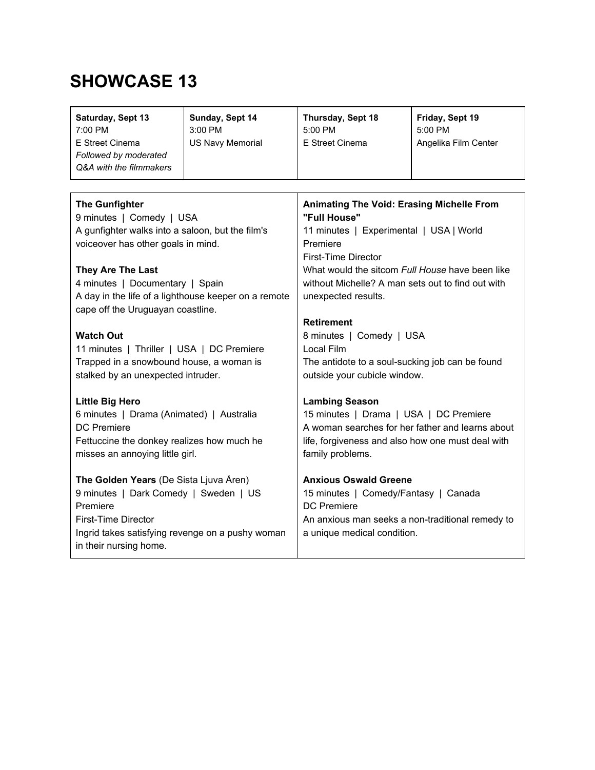# SHOWCASE 13

| Saturday, Sept 13 | Sunday, Sept 14 | Thursday, Sept 18 | Friday, Sept 19 |
|---|---|---|---|
| 7:00 PM<br>E Street Cinema<br>*Followed by moderated Q&A with the filmmakers* | 3:00 PM<br>US Navy Memorial | 5:00 PM<br>E Street Cinema | 5:00 PM<br>Angelika Film Center |

**The Gunfighter**
9 minutes | Comedy | USA
A gunfighter walks into a saloon, but the film's voiceover has other goals in mind.

**They Are The Last**
4 minutes | Documentary | Spain
A day in the life of a lighthouse keeper on a remote cape off the Uruguayan coastline.

**Watch Out**
11 minutes | Thriller | USA | DC Premiere
Trapped in a snowbound house, a woman is stalked by an unexpected intruder.

**Little Big Hero**
6 minutes | Drama (Animated) | Australia
DC Premiere
Fettuccine the donkey realizes how much he misses an annoying little girl.

**The Golden Years** (De Sista Ljuva Åren)
9 minutes | Dark Comedy | Sweden | US Premiere
First-Time Director
Ingrid takes satisfying revenge on a pushy woman in their nursing home.

**Animating The Void: Erasing Michelle From "Full House"**
11 minutes | Experimental | USA | World Premiere
First-Time Director
What would the sitcom *Full House* have been like without Michelle? A man sets out to find out with unexpected results.

**Retirement**
8 minutes | Comedy | USA
Local Film
The antidote to a soul-sucking job can be found outside your cubicle window.

**Lambing Season**
15 minutes | Drama | USA | DC Premiere
A woman searches for her father and learns about life, forgiveness and also how one must deal with family problems.

**Anxious Oswald Greene**
15 minutes | Comedy/Fantasy | Canada
DC Premiere
An anxious man seeks a non-traditional remedy to a unique medical condition.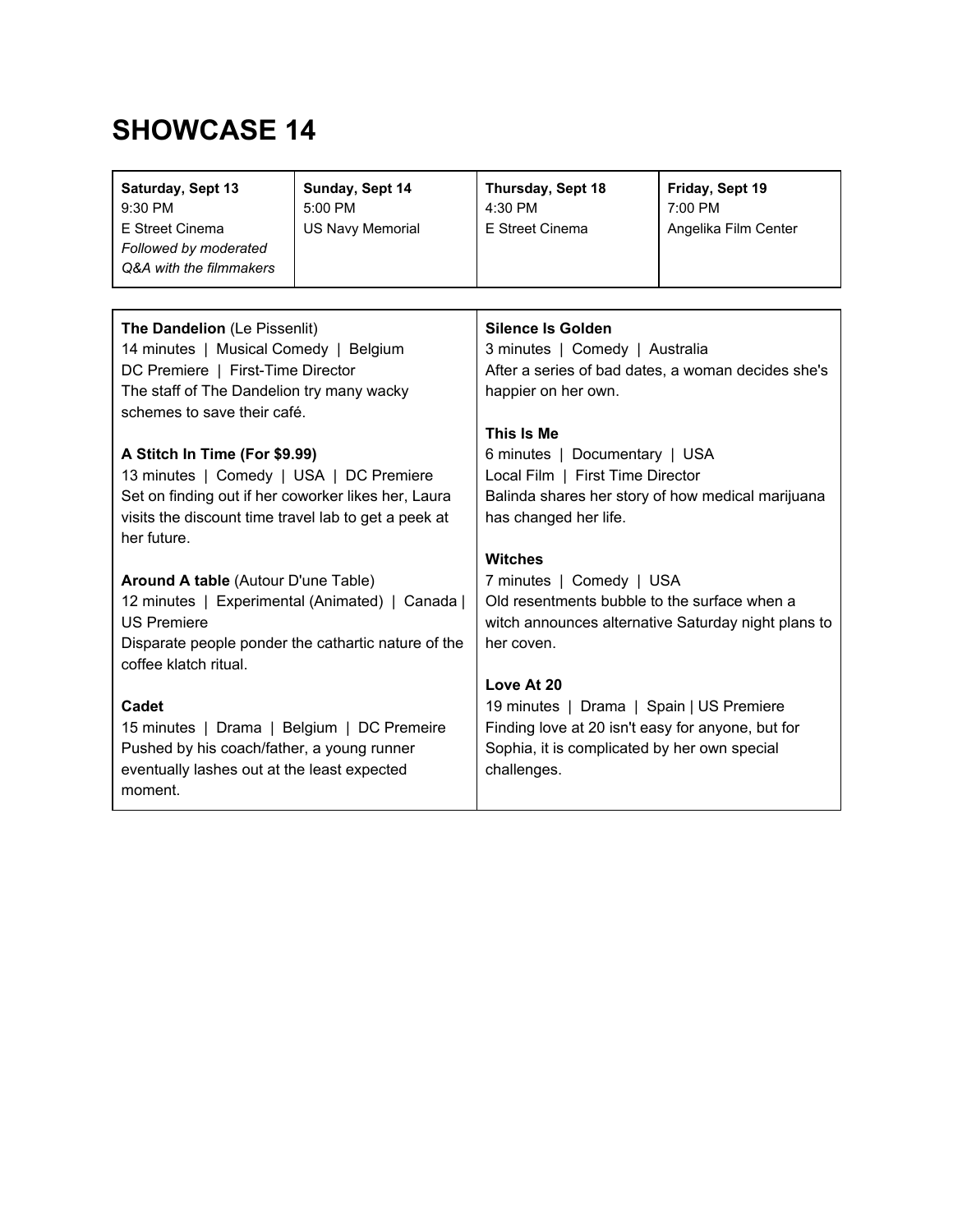# SHOWCASE 14

| **Saturday, Sept 13** | **Sunday, Sept 14** | **Thursday, Sept 18** | **Friday, Sept 19** |
|---|---|---|---|
| 9:30 PM<br>E Street Cinema<br>*Followed by moderated Q&A with the filmmakers* | 5:00 PM<br>US Navy Memorial | 4:30 PM<br>E Street Cinema | 7:00 PM<br>Angelika Film Center |

**The Dandelion** (Le Pissenlit)
14 minutes | Musical Comedy | Belgium
DC Premiere | First-Time Director
The staff of The Dandelion try many wacky schemes to save their café.

**A Stitch In Time (For $9.99)**
13 minutes | Comedy | USA | DC Premiere
Set on finding out if her coworker likes her, Laura visits the discount time travel lab to get a peek at her future.

**Around A table** (Autour D'une Table)
12 minutes | Experimental (Animated) | Canada | US Premiere
Disparate people ponder the cathartic nature of the coffee klatch ritual.

**Cadet**
15 minutes | Drama | Belgium | DC Premeire
Pushed by his coach/father, a young runner eventually lashes out at the least expected moment.

**Silence Is Golden**
3 minutes | Comedy | Australia
After a series of bad dates, a woman decides she's happier on her own.

**This Is Me**
6 minutes | Documentary | USA
Local Film | First Time Director
Balinda shares her story of how medical marijuana has changed her life.

**Witches**
7 minutes | Comedy | USA
Old resentments bubble to the surface when a witch announces alternative Saturday night plans to her coven.

**Love At 20**
19 minutes | Drama | Spain | US Premiere
Finding love at 20 isn't easy for anyone, but for Sophia, it is complicated by her own special challenges.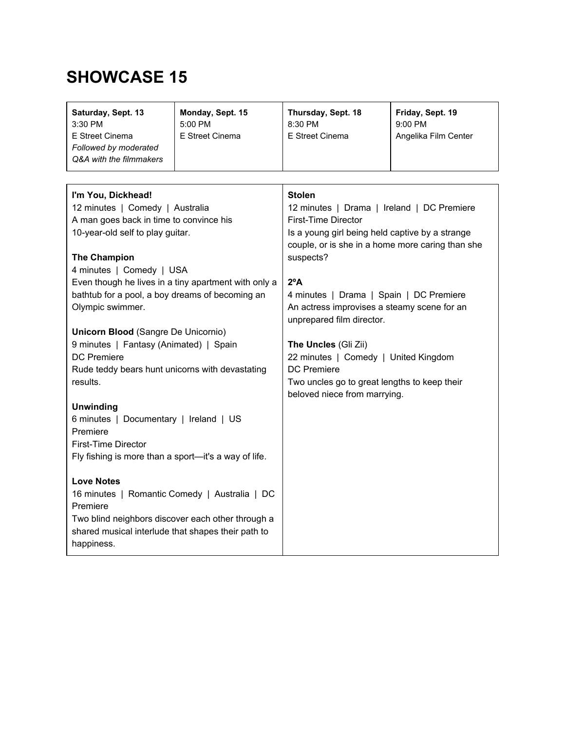# SHOWCASE 15

| Saturday, Sept. 13 | Monday, Sept. 15 | Thursday, Sept. 18 | Friday, Sept. 19 |
|---|---|---|---|
| 3:30 PM<br>E Street Cinema<br>*Followed by moderated Q&A with the filmmakers* | 5:00 PM<br>E Street Cinema | 8:30 PM<br>E Street Cinema | 9:00 PM<br>Angelika Film Center |

**I'm You, Dickhead!**
12 minutes | Comedy | Australia
A man goes back in time to convince his 10-year-old self to play guitar.

**The Champion**
4 minutes | Comedy | USA
Even though he lives in a tiny apartment with only a bathtub for a pool, a boy dreams of becoming an Olympic swimmer.

**Unicorn Blood** (Sangre De Unicornio)
9 minutes | Fantasy (Animated) | Spain
DC Premiere
Rude teddy bears hunt unicorns with devastating results.

**Unwinding**
6 minutes | Documentary | Ireland | US Premiere
First-Time Director
Fly fishing is more than a sport—it's a way of life.

**Love Notes**
16 minutes | Romantic Comedy | Australia | DC Premiere
Two blind neighbors discover each other through a shared musical interlude that shapes their path to happiness.

**Stolen**
12 minutes | Drama | Ireland | DC Premiere
First-Time Director
Is a young girl being held captive by a strange couple, or is she in a home more caring than she suspects?

**2ºA**
4 minutes | Drama | Spain | DC Premiere
An actress improvises a steamy scene for an unprepared film director.

**The Uncles** (Gli Zii)
22 minutes | Comedy | United Kingdom
DC Premiere
Two uncles go to great lengths to keep their beloved niece from marrying.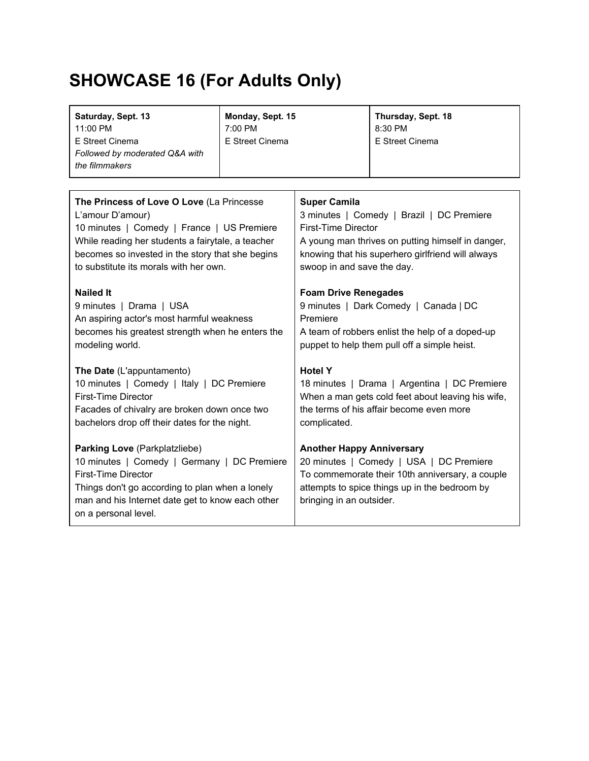# SHOWCASE 16 (For Adults Only)

| **Saturday, Sept. 13**<br>11:00 PM<br>E Street Cinema<br>*Followed by moderated Q&A with the filmmakers* | **Monday, Sept. 15**<br>7:00 PM<br>E Street Cinema | **Thursday, Sept. 18**<br>8:30 PM<br>E Street Cinema |
|---|---|---|

**The Princess of Love O Love** (La Princesse L'amour D'amour)
10 minutes | Comedy | France | US Premiere
While reading her students a fairytale, a teacher becomes so invested in the story that she begins to substitute its morals with her own.

**Nailed It**
9 minutes | Drama | USA
An aspiring actor's most harmful weakness becomes his greatest strength when he enters the modeling world.

**The Date** (L'appuntamento)
10 minutes | Comedy | Italy | DC Premiere
First-Time Director
Facades of chivalry are broken down once two bachelors drop off their dates for the night.

**Parking Love** (Parkplatzliebe)
10 minutes | Comedy | Germany | DC Premiere
First-Time Director
Things don't go according to plan when a lonely man and his Internet date get to know each other on a personal level.

**Super Camila**
3 minutes | Comedy | Brazil | DC Premiere
First-Time Director
A young man thrives on putting himself in danger, knowing that his superhero girlfriend will always swoop in and save the day.

**Foam Drive Renegades**
9 minutes | Dark Comedy | Canada | DC Premiere
A team of robbers enlist the help of a doped-up puppet to help them pull off a simple heist.

**Hotel Y**
18 minutes | Drama | Argentina | DC Premiere
When a man gets cold feet about leaving his wife, the terms of his affair become even more complicated.

**Another Happy Anniversary**
20 minutes | Comedy | USA | DC Premiere
To commemorate their 10th anniversary, a couple attempts to spice things up in the bedroom by bringing in an outsider.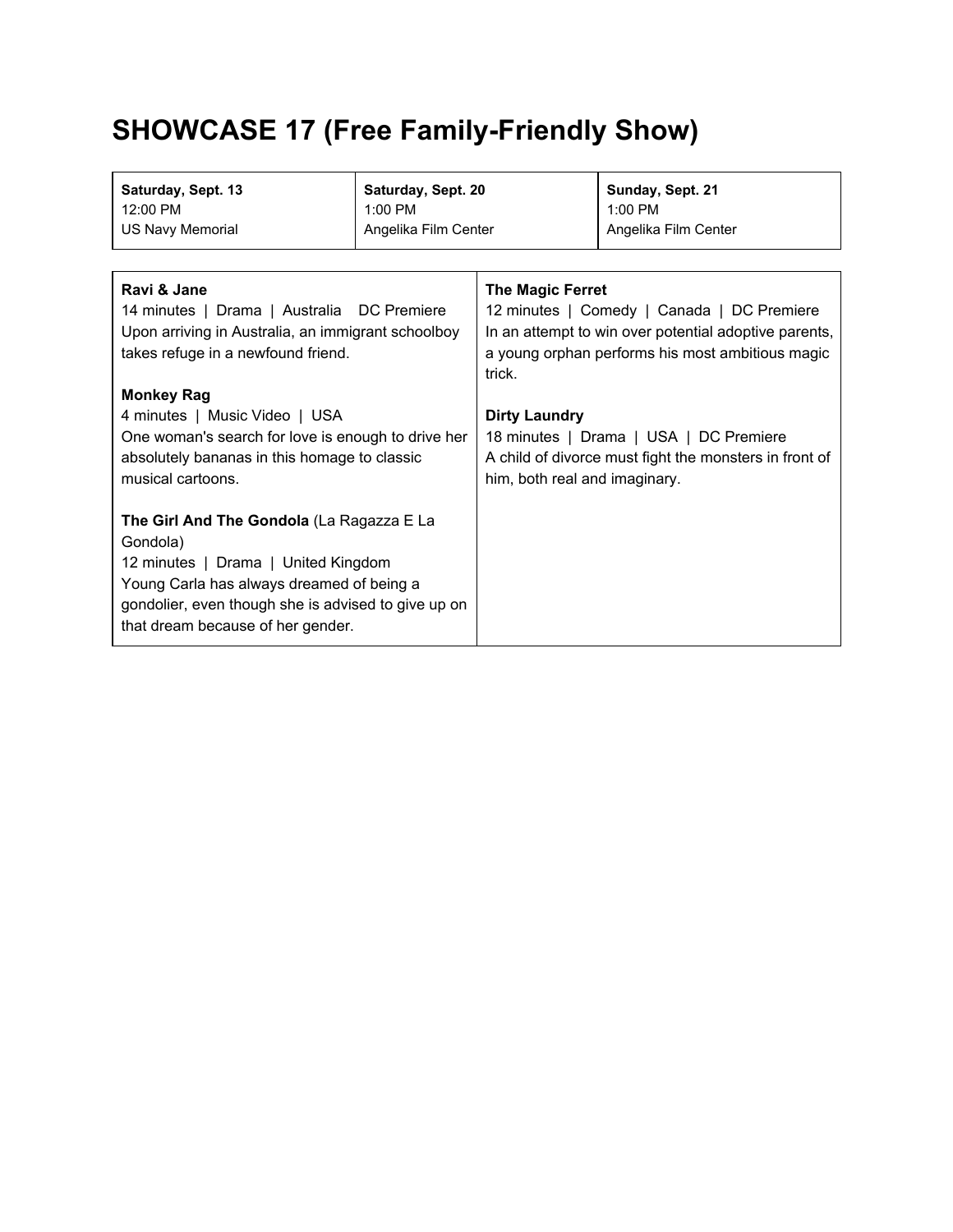# SHOWCASE 17 (Free Family-Friendly Show)

| | | |
|---|---|---|
| **Saturday, Sept. 13**<br>12:00 PM<br>US Navy Memorial | **Saturday, Sept. 20**<br>1:00 PM<br>Angelika Film Center | **Sunday, Sept. 21**<br>1:00 PM<br>Angelika Film Center |

**Ravi & Jane**
14 minutes | Drama | Australia DC Premiere
Upon arriving in Australia, an immigrant schoolboy takes refuge in a newfound friend.

**Monkey Rag**
4 minutes | Music Video | USA
One woman's search for love is enough to drive her absolutely bananas in this homage to classic musical cartoons.

**The Girl And The Gondola** (La Ragazza E La Gondola)
12 minutes | Drama | United Kingdom
Young Carla has always dreamed of being a gondolier, even though she is advised to give up on that dream because of her gender.

**The Magic Ferret**
12 minutes | Comedy | Canada | DC Premiere
In an attempt to win over potential adoptive parents, a young orphan performs his most ambitious magic trick.

**Dirty Laundry**
18 minutes | Drama | USA | DC Premiere
A child of divorce must fight the monsters in front of him, both real and imaginary.